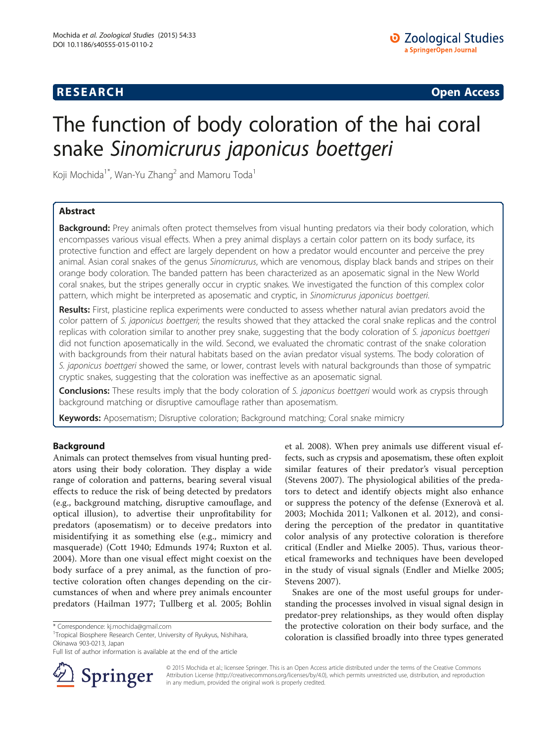**RESEARCH** **Open Access**

# The function of body coloration of the hai coral snake *Sinomicrurus japonicus boettgeri*

Koji Mochida[1*], Wan-Yu Zhang[2] and Mamoru Toda[1]

## Abstract

**Background:** Prey animals often protect themselves from visual hunting predators via their body coloration, which encompasses various visual effects. When a prey animal displays a certain color pattern on its body surface, its protective function and effect are largely dependent on how a predator would encounter and perceive the prey animal. Asian coral snakes of the genus *Sinomicrurus*, which are venomous, display black bands and stripes on their orange body coloration. The banded pattern has been characterized as an aposematic signal in the New World coral snakes, but the stripes generally occur in cryptic snakes. We investigated the function of this complex color pattern, which might be interpreted as aposematic and cryptic, in *Sinomicrurus japonicus boettgeri*.

**Results:** First, plasticine replica experiments were conducted to assess whether natural avian predators avoid the color pattern of *S. japonicus boettgeri*; the results showed that they attacked the coral snake replicas and the control replicas with coloration similar to another prey snake, suggesting that the body coloration of *S. japonicus boettgeri* did not function aposematically in the wild. Second, we evaluated the chromatic contrast of the snake coloration with backgrounds from their natural habitats based on the avian predator visual systems. The body coloration of *S. japonicus boettgeri* showed the same, or lower, contrast levels with natural backgrounds than those of sympatric cryptic snakes, suggesting that the coloration was ineffective as an aposematic signal.

**Conclusions:** These results imply that the body coloration of *S. japonicus boettgeri* would work as crypsis through background matching or disruptive camouflage rather than aposematism.

**Keywords:** Aposematism; Disruptive coloration; Background matching; Coral snake mimicry

## Background

Animals can protect themselves from visual hunting predators using their body coloration. They display a wide range of coloration and patterns, bearing several visual effects to reduce the risk of being detected by predators (e.g., background matching, disruptive camouflage, and optical illusion), to advertise their unprofitability for predators (aposematism) or to deceive predators into misidentifying it as something else (e.g., mimicry and masquerade) (Cott 1940; Edmunds 1974; Ruxton et al. 2004). More than one visual effect might coexist on the body surface of a prey animal, as the function of protective coloration often changes depending on the circumstances of when and where prey animals encounter predators (Hailman 1977; Tullberg et al. 2005; Bohlin et al. 2008). When prey animals use different visual effects, such as crypsis and aposematism, these often exploit similar features of their predator's visual perception (Stevens 2007). The physiological abilities of the predators to detect and identify objects might also enhance or suppress the potency of the defense (Exnerovà et al. 2003; Mochida 2011; Valkonen et al. 2012), and considering the perception of the predator in quantitative color analysis of any protective coloration is therefore critical (Endler and Mielke 2005). Thus, various theoretical frameworks and techniques have been developed in the study of visual signals (Endler and Mielke 2005; Stevens 2007).

Snakes are one of the most useful groups for understanding the processes involved in visual signal design in predator-prey relationships, as they would often display the protective coloration on their body surface, and the coloration is classified broadly into three types generated

\* Correspondence: kj.mochida@gmail.com
[1]Tropical Biosphere Research Center, University of Ryukyus, Nishihara, Okinawa 903-0213, Japan
Full list of author information is available at the end of the article

© 2015 Mochida et al.; licensee Springer. This is an Open Access article distributed under the terms of the Creative Commons Attribution License (http://creativecommons.org/licenses/by/4.0), which permits unrestricted use, distribution, and reproduction in any medium, provided the original work is properly credited.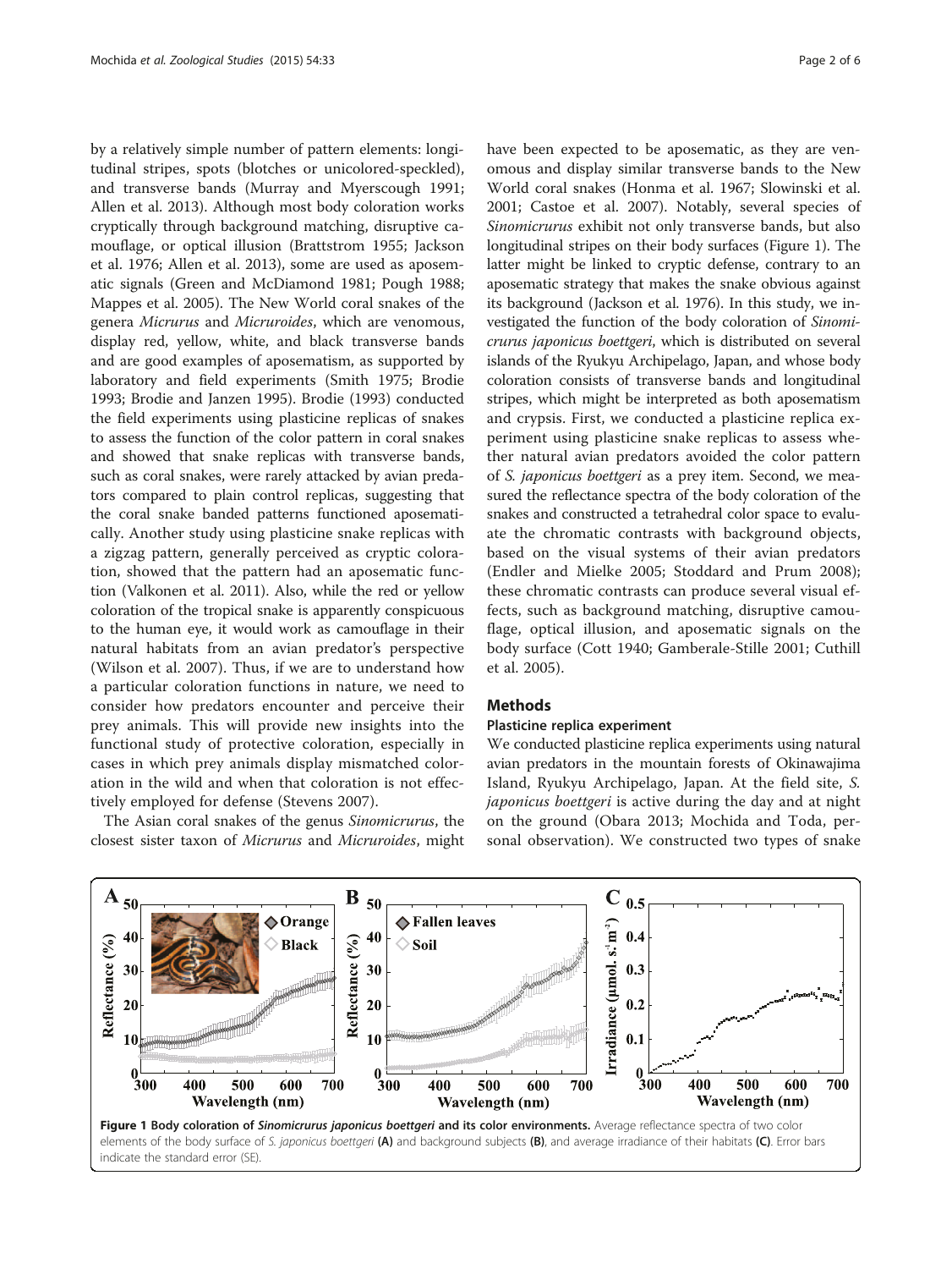by a relatively simple number of pattern elements: longitudinal stripes, spots (blotches or unicolored-speckled), and transverse bands (Murray and Myerscough 1991; Allen et al. 2013). Although most body coloration works cryptically through background matching, disruptive camouflage, or optical illusion (Brattstrom 1955; Jackson et al. 1976; Allen et al. 2013), some are used as aposematic signals (Green and McDiamond 1981; Pough 1988; Mappes et al. 2005). The New World coral snakes of the genera *Micrurus* and *Micruroides*, which are venomous, display red, yellow, white, and black transverse bands and are good examples of aposematism, as supported by laboratory and field experiments (Smith 1975; Brodie 1993; Brodie and Janzen 1995). Brodie (1993) conducted the field experiments using plasticine replicas of snakes to assess the function of the color pattern in coral snakes and showed that snake replicas with transverse bands, such as coral snakes, were rarely attacked by avian predators compared to plain control replicas, suggesting that the coral snake banded patterns functioned aposematically. Another study using plasticine snake replicas with a zigzag pattern, generally perceived as cryptic coloration, showed that the pattern had an aposematic function (Valkonen et al. 2011). Also, while the red or yellow coloration of the tropical snake is apparently conspicuous to the human eye, it would work as camouflage in their natural habitats from an avian predator's perspective (Wilson et al. 2007). Thus, if we are to understand how a particular coloration functions in nature, we need to consider how predators encounter and perceive their prey animals. This will provide new insights into the functional study of protective coloration, especially in cases in which prey animals display mismatched coloration in the wild and when that coloration is not effectively employed for defense (Stevens 2007).

The Asian coral snakes of the genus *Sinomicrurus*, the closest sister taxon of *Micrurus* and *Micruroides*, might have been expected to be aposematic, as they are venomous and display similar transverse bands to the New World coral snakes (Honma et al. 1967; Slowinski et al. 2001; Castoe et al. 2007). Notably, several species of *Sinomicrurus* exhibit not only transverse bands, but also longitudinal stripes on their body surfaces (Figure 1). The latter might be linked to cryptic defense, contrary to an aposematic strategy that makes the snake obvious against its background (Jackson et al. 1976). In this study, we investigated the function of the body coloration of *Sinomicrurus japonicus boettgeri*, which is distributed on several islands of the Ryukyu Archipelago, Japan, and whose body coloration consists of transverse bands and longitudinal stripes, which might be interpreted as both aposematism and crypsis. First, we conducted a plasticine replica experiment using plasticine snake replicas to assess whether natural avian predators avoided the color pattern of *S. japonicus boettgeri* as a prey item. Second, we measured the reflectance spectra of the body coloration of the snakes and constructed a tetrahedral color space to evaluate the chromatic contrasts with background objects, based on the visual systems of their avian predators (Endler and Mielke 2005; Stoddard and Prum 2008); these chromatic contrasts can produce several visual effects, such as background matching, disruptive camouflage, optical illusion, and aposematic signals on the body surface (Cott 1940; Gamberale-Stille 2001; Cuthill et al. 2005).

## Methods

### Plasticine replica experiment

We conducted plasticine replica experiments using natural avian predators in the mountain forests of Okinawajima Island, Ryukyu Archipelago, Japan. At the field site, *S. japonicus boettgeri* is active during the day and at night on the ground (Obara 2013; Mochida and Toda, personal observation). We constructed two types of snake

**Figure 1 Body coloration of *Sinomicrurus japonicus boettgeri* and its color environments.** Average reflectance spectra of two color elements of the body surface of *S. japonicus boettgeri* **(A)** and background subjects **(B)**, and average irradiance of their habitats **(C)**. Error bars indicate the standard error (SE).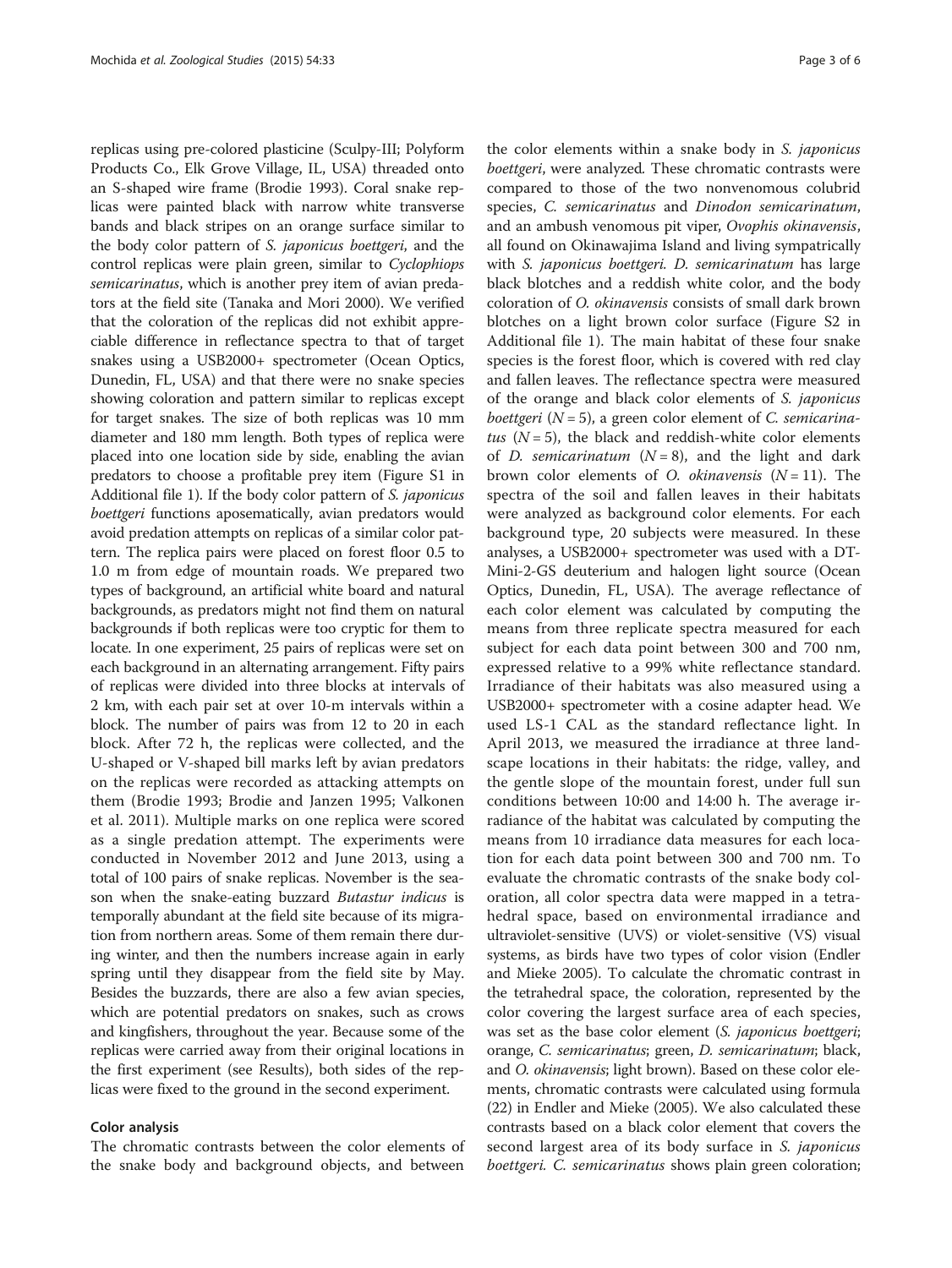replicas using pre-colored plasticine (Sculpy-III; Polyform Products Co., Elk Grove Village, IL, USA) threaded onto an S-shaped wire frame (Brodie 1993). Coral snake replicas were painted black with narrow white transverse bands and black stripes on an orange surface similar to the body color pattern of *S. japonicus boettgeri*, and the control replicas were plain green, similar to *Cyclophiops semicarinatus*, which is another prey item of avian predators at the field site (Tanaka and Mori 2000). We verified that the coloration of the replicas did not exhibit appreciable difference in reflectance spectra to that of target snakes using a USB2000+ spectrometer (Ocean Optics, Dunedin, FL, USA) and that there were no snake species showing coloration and pattern similar to replicas except for target snakes. The size of both replicas was 10 mm diameter and 180 mm length. Both types of replica were placed into one location side by side, enabling the avian predators to choose a profitable prey item (Figure S1 in Additional file 1). If the body color pattern of *S. japonicus boettgeri* functions aposematically, avian predators would avoid predation attempts on replicas of a similar color pattern. The replica pairs were placed on forest floor 0.5 to 1.0 m from edge of mountain roads. We prepared two types of background, an artificial white board and natural backgrounds, as predators might not find them on natural backgrounds if both replicas were too cryptic for them to locate. In one experiment, 25 pairs of replicas were set on each background in an alternating arrangement. Fifty pairs of replicas were divided into three blocks at intervals of 2 km, with each pair set at over 10-m intervals within a block. The number of pairs was from 12 to 20 in each block. After 72 h, the replicas were collected, and the U-shaped or V-shaped bill marks left by avian predators on the replicas were recorded as attacking attempts on them (Brodie 1993; Brodie and Janzen 1995; Valkonen et al. 2011). Multiple marks on one replica were scored as a single predation attempt. The experiments were conducted in November 2012 and June 2013, using a total of 100 pairs of snake replicas. November is the season when the snake-eating buzzard *Butastur indicus* is temporally abundant at the field site because of its migration from northern areas. Some of them remain there during winter, and then the numbers increase again in early spring until they disappear from the field site by May. Besides the buzzards, there are also a few avian species, which are potential predators on snakes, such as crows and kingfishers, throughout the year. Because some of the replicas were carried away from their original locations in the first experiment (see Results), both sides of the replicas were fixed to the ground in the second experiment.

### Color analysis

The chromatic contrasts between the color elements of the snake body and background objects, and between the color elements within a snake body in *S. japonicus boettgeri*, were analyzed. These chromatic contrasts were compared to those of the two nonvenomous colubrid species, *C. semicarinatus* and *Dinodon semicarinatum*, and an ambush venomous pit viper, *Ovophis okinavensis*, all found on Okinawajima Island and living sympatrically with *S. japonicus boettgeri*. *D. semicarinatum* has large black blotches and a reddish white color, and the body coloration of *O. okinavensis* consists of small dark brown blotches on a light brown color surface (Figure S2 in Additional file 1). The main habitat of these four snake species is the forest floor, which is covered with red clay and fallen leaves. The reflectance spectra were measured of the orange and black color elements of *S. japonicus boettgeri* ($N = 5$), a green color element of *C. semicarinatus* ($N = 5$), the black and reddish-white color elements of *D. semicarinatum* ($N = 8$), and the light and dark brown color elements of *O. okinavensis* ($N = 11$). The spectra of the soil and fallen leaves in their habitats were analyzed as background color elements. For each background type, 20 subjects were measured. In these analyses, a USB2000+ spectrometer was used with a DT-Mini-2-GS deuterium and halogen light source (Ocean Optics, Dunedin, FL, USA). The average reflectance of each color element was calculated by computing the means from three replicate spectra measured for each subject for each data point between 300 and 700 nm, expressed relative to a 99% white reflectance standard. Irradiance of their habitats was also measured using a USB2000+ spectrometer with a cosine adapter head. We used LS-1 CAL as the standard reflectance light. In April 2013, we measured the irradiance at three landscape locations in their habitats: the ridge, valley, and the gentle slope of the mountain forest, under full sun conditions between 10:00 and 14:00 h. The average irradiance of the habitat was calculated by computing the means from 10 irradiance data measures for each location for each data point between 300 and 700 nm. To evaluate the chromatic contrasts of the snake body coloration, all color spectra data were mapped in a tetrahedral space, based on environmental irradiance and ultraviolet-sensitive (UVS) or violet-sensitive (VS) visual systems, as birds have two types of color vision (Endler and Mieke 2005). To calculate the chromatic contrast in the tetrahedral space, the coloration, represented by the color covering the largest surface area of each species, was set as the base color element (*S. japonicus boettgeri*; orange, *C. semicarinatus*; green, *D. semicarinatum*; black, and *O. okinavensis*; light brown). Based on these color elements, chromatic contrasts were calculated using formula (22) in Endler and Mieke (2005). We also calculated these contrasts based on a black color element that covers the second largest area of its body surface in *S. japonicus boettgeri*. *C. semicarinatus* shows plain green coloration;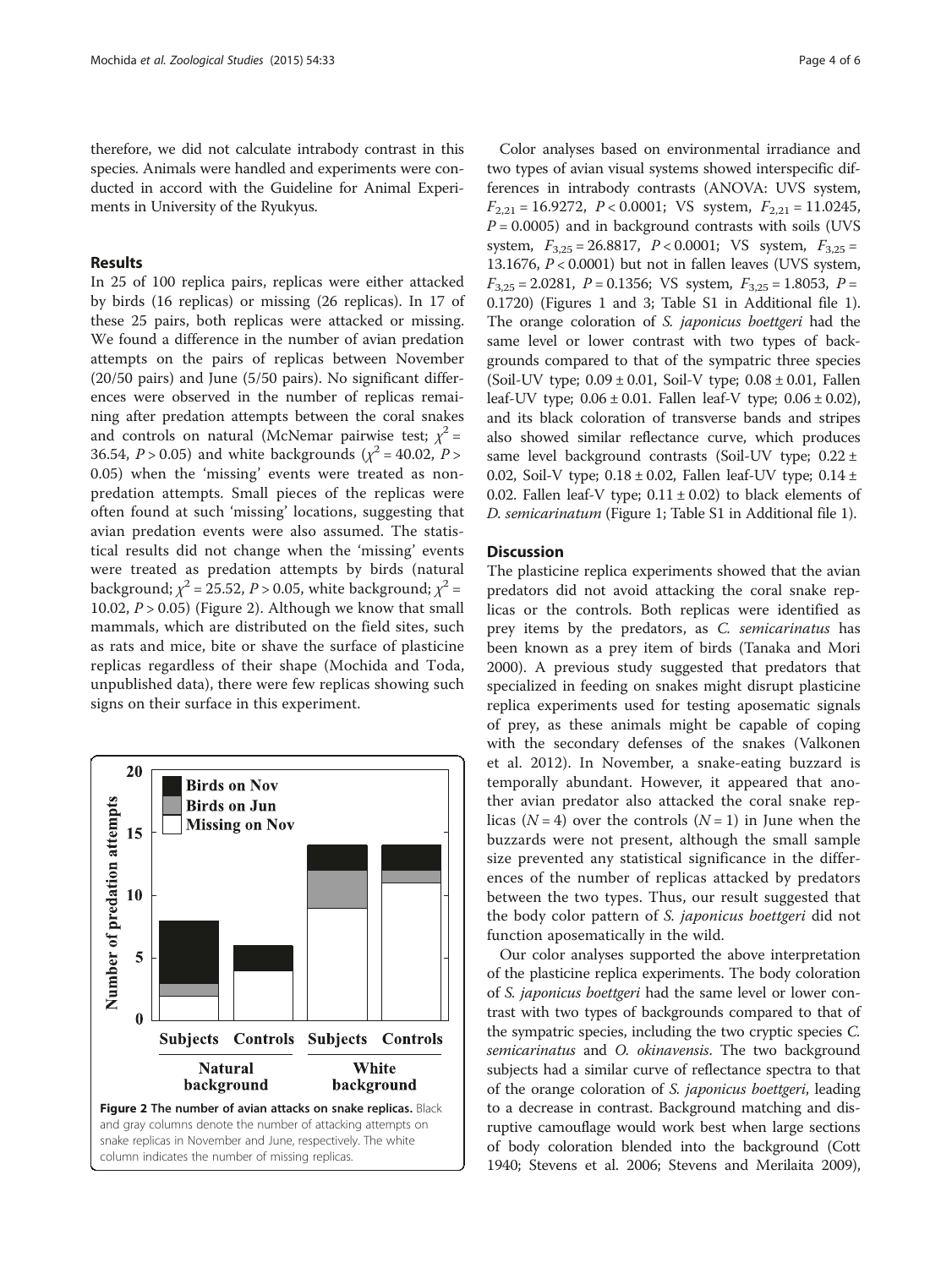therefore, we did not calculate intrabody contrast in this species. Animals were handled and experiments were conducted in accord with the Guideline for Animal Experiments in University of the Ryukyus.

## Results

In 25 of 100 replica pairs, replicas were either attacked by birds (16 replicas) or missing (26 replicas). In 17 of these 25 pairs, both replicas were attacked or missing. We found a difference in the number of avian predation attempts on the pairs of replicas between November (20/50 pairs) and June (5/50 pairs). No significant differences were observed in the number of replicas remaining after predation attempts between the coral snakes and controls on natural (McNemar pairwise test; $\chi^2 = 36.54$, $P > 0.05$) and white backgrounds ($\chi^2 = 40.02$, $P > 0.05$) when the 'missing' events were treated as non-predation attempts. Small pieces of the replicas were often found at such 'missing' locations, suggesting that avian predation events were also assumed. The statistical results did not change when the 'missing' events were treated as predation attempts by birds (natural background; $\chi^2 = 25.52$, $P > 0.05$, white background; $\chi^2 = 10.02$, $P > 0.05$) (Figure 2). Although we know that small mammals, which are distributed on the field sites, such as rats and mice, bite or shave the surface of plasticine replicas regardless of their shape (Mochida and Toda, unpublished data), there were few replicas showing such signs on their surface in this experiment.

**Figure 2 The number of avian attacks on snake replicas.** Black and gray columns denote the number of attacking attempts on snake replicas in November and June, respectively. The white column indicates the number of missing replicas.

Color analyses based on environmental irradiance and two types of avian visual systems showed interspecific differences in intrabody contrasts (ANOVA: UVS system, $F_{2,21} = 16.9272$, $P < 0.0001$; VS system, $F_{2,21} = 11.0245$, $P = 0.0005$) and in background contrasts with soils (UVS system, $F_{3,25} = 26.8817$, $P < 0.0001$; VS system, $F_{3,25} = 13.1676$, $P < 0.0001$) but not in fallen leaves (UVS system, $F_{3,25} = 2.0281$, $P = 0.1356$; VS system, $F_{3,25} = 1.8053$, $P = 0.1720$) (Figures 1 and 3; Table S1 in Additional file 1). The orange coloration of *S. japonicus boettgeri* had the same level or lower contrast with two types of backgrounds compared to that of the sympatric three species (Soil-UV type; $0.09 \pm 0.01$, Soil-V type; $0.08 \pm 0.01$, Fallen leaf-UV type; $0.06 \pm 0.01$. Fallen leaf-V type; $0.06 \pm 0.02$), and its black coloration of transverse bands and stripes also showed similar reflectance curve, which produces same level background contrasts (Soil-UV type; $0.22 \pm 0.02$, Soil-V type; $0.18 \pm 0.02$, Fallen leaf-UV type; $0.14 \pm 0.02$. Fallen leaf-V type; $0.11 \pm 0.02$) to black elements of *D. semicarinatum* (Figure 1; Table S1 in Additional file 1).

## Discussion

The plasticine replica experiments showed that the avian predators did not avoid attacking the coral snake replicas or the controls. Both replicas were identified as prey items by the predators, as *C. semicarinatus* has been known as a prey item of birds (Tanaka and Mori 2000). A previous study suggested that predators that specialized in feeding on snakes might disrupt plasticine replica experiments used for testing aposematic signals of prey, as these animals might be capable of coping with the secondary defenses of the snakes (Valkonen et al. 2012). In November, a snake-eating buzzard is temporally abundant. However, it appeared that another avian predator also attacked the coral snake replicas ($N = 4$) over the controls ($N = 1$) in June when the buzzards were not present, although the small sample size prevented any statistical significance in the differences of the number of replicas attacked by predators between the two types. Thus, our result suggested that the body color pattern of *S. japonicus boettgeri* did not function aposematically in the wild.

Our color analyses supported the above interpretation of the plasticine replica experiments. The body coloration of *S. japonicus boettgeri* had the same level or lower contrast with two types of backgrounds compared to that of the sympatric species, including the two cryptic species *C. semicarinatus* and *O. okinavensis*. The two background subjects had a similar curve of reflectance spectra to that of the orange coloration of *S. japonicus boettgeri*, leading to a decrease in contrast. Background matching and disruptive camouflage would work best when large sections of body coloration blended into the background (Cott 1940; Stevens et al. 2006; Stevens and Merilaita 2009),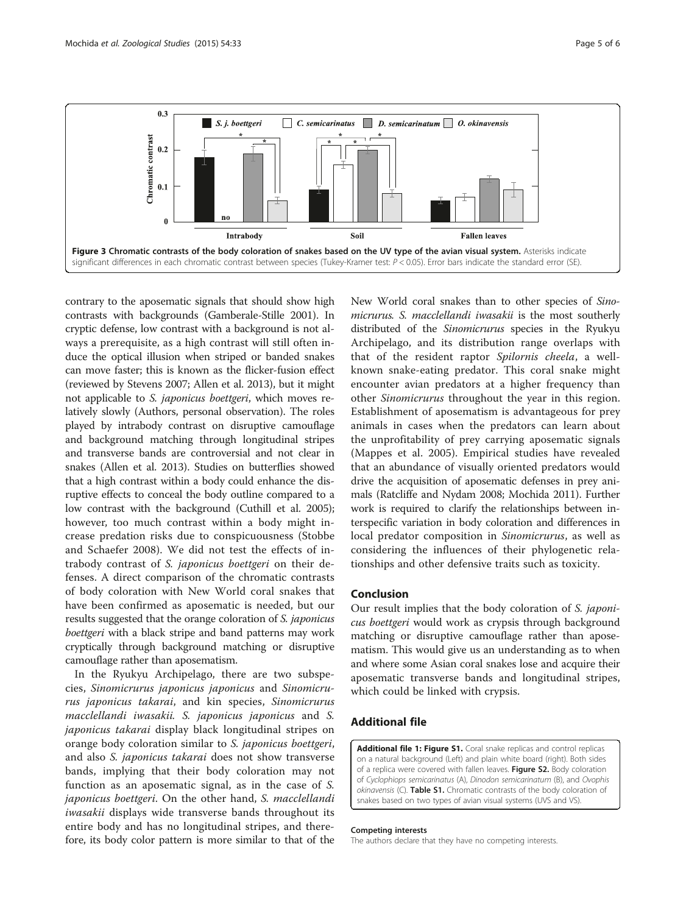**Figure 3 Chromatic contrasts of the body coloration of snakes based on the UV type of the avian visual system.** Asterisks indicate significant differences in each chromatic contrast between species (Tukey-Kramer test: $P < 0.05$). Error bars indicate the standard error (SE).

contrary to the aposematic signals that should show high contrasts with backgrounds (Gamberale-Stille 2001). In cryptic defense, low contrast with a background is not always a prerequisite, as a high contrast will still often induce the optical illusion when striped or banded snakes can move faster; this is known as the flicker-fusion effect (reviewed by Stevens 2007; Allen et al. 2013), but it might not applicable to *S. japonicus boettgeri*, which moves relatively slowly (Authors, personal observation). The roles played by intrabody contrast on disruptive camouflage and background matching through longitudinal stripes and transverse bands are controversial and not clear in snakes (Allen et al. 2013). Studies on butterflies showed that a high contrast within a body could enhance the disruptive effects to conceal the body outline compared to a low contrast with the background (Cuthill et al. 2005); however, too much contrast within a body might increase predation risks due to conspicuousness (Stobbe and Schaefer 2008). We did not test the effects of intrabody contrast of *S. japonicus boettgeri* on their defenses. A direct comparison of the chromatic contrasts of body coloration with New World coral snakes that have been confirmed as aposematic is needed, but our results suggested that the orange coloration of *S. japonicus boettgeri* with a black stripe and band patterns may work cryptically through background matching or disruptive camouflage rather than aposematism.

In the Ryukyu Archipelago, there are two subspecies, *Sinomicrurus japonicus japonicus* and *Sinomicrurus japonicus takarai*, and kin species, *Sinomicrurus macclellandi iwasakii*. *S. japonicus japonicus* and *S. japonicus takarai* display black longitudinal stripes on orange body coloration similar to *S. japonicus boettgeri*, and also *S. japonicus takarai* does not show transverse bands, implying that their body coloration may not function as an aposematic signal, as in the case of *S. japonicus boettgeri*. On the other hand, *S. macclellandi iwasakii* displays wide transverse bands throughout its entire body and has no longitudinal stripes, and therefore, its body color pattern is more similar to that of the New World coral snakes than to other species of *Sinomicrurus*. *S. macclellandi iwasakii* is the most southerly distributed of the *Sinomicrurus* species in the Ryukyu Archipelago, and its distribution range overlaps with that of the resident raptor *Spilornis cheela*, a well-known snake-eating predator. This coral snake might encounter avian predators at a higher frequency than other *Sinomicrurus* throughout the year in this region. Establishment of aposematism is advantageous for prey animals in cases when the predators can learn about the unprofitability of prey carrying aposematic signals (Mappes et al. 2005). Empirical studies have revealed that an abundance of visually oriented predators would drive the acquisition of aposematic defenses in prey animals (Ratcliffe and Nydam 2008; Mochida 2011). Further work is required to clarify the relationships between interspecific variation in body coloration and differences in local predator composition in *Sinomicrurus*, as well as considering the influences of their phylogenetic relationships and other defensive traits such as toxicity.

## Conclusion

Our result implies that the body coloration of *S. japonicus boettgeri* would work as crypsis through background matching or disruptive camouflage rather than aposematism. This would give us an understanding as to when and where some Asian coral snakes lose and acquire their aposematic transverse bands and longitudinal stripes, which could be linked with crypsis.

## Additional file

**Additional file 1: Figure S1.** Coral snake replicas and control replicas on a natural background (Left) and plain white board (right). Both sides of a replica were covered with fallen leaves. **Figure S2.** Body coloration of *Cyclophiops semicarinatus* (A), *Dinodon semicarinatum* (B), and *Ovophis okinavensis* (C). **Table S1.** Chromatic contrasts of the body coloration of snakes based on two types of avian visual systems (UVS and VS).

#### Competing interests

The authors declare that they have no competing interests.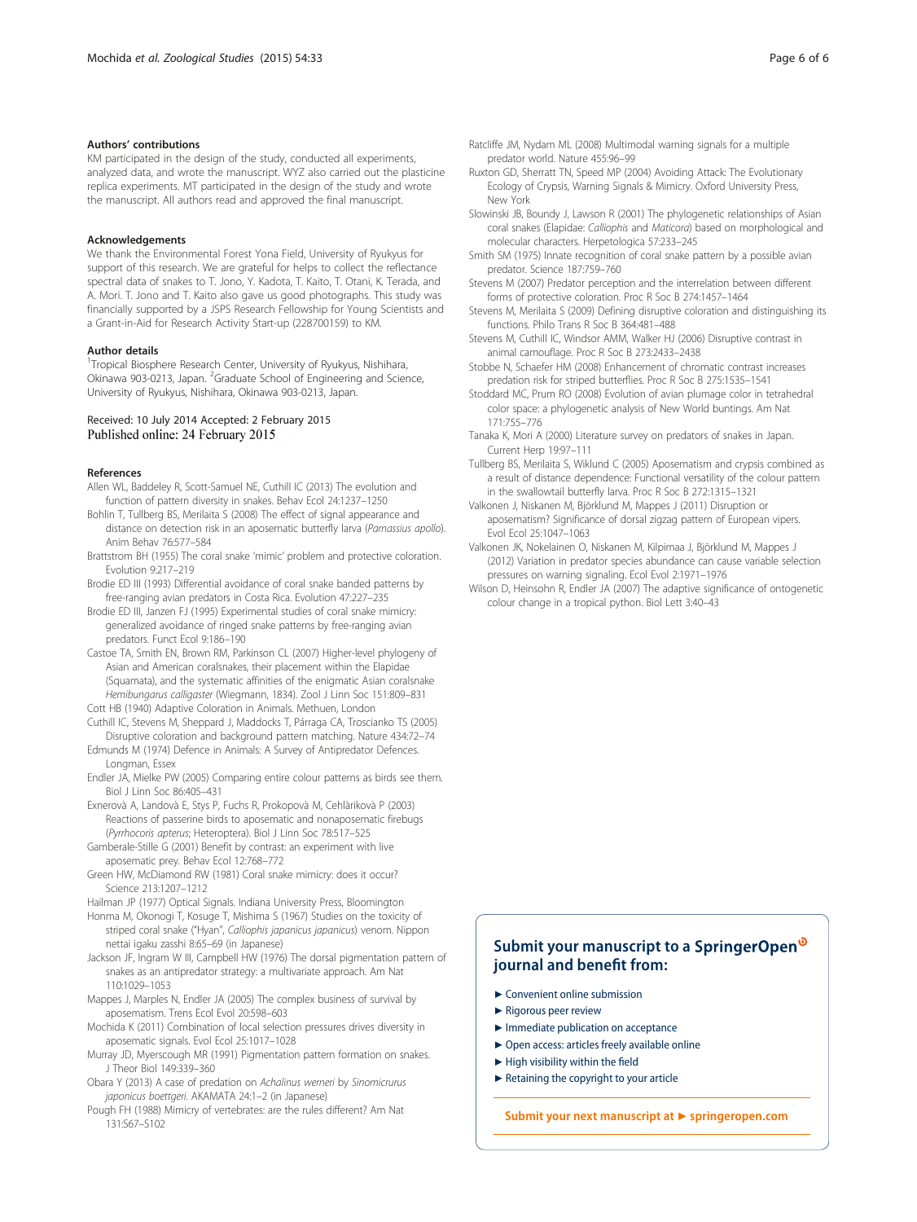### Authors' contributions

KM participated in the design of the study, conducted all experiments, analyzed data, and wrote the manuscript. WYZ also carried out the plasticine replica experiments. MT participated in the design of the study and wrote the manuscript. All authors read and approved the final manuscript.

### Acknowledgements

We thank the Environmental Forest Yona Field, University of Ryukyus for support of this research. We are grateful for helps to collect the reflectance spectral data of snakes to T. Jono, Y. Kadota, T. Kaito, T. Otani, K. Terada, and A. Mori. T. Jono and T. Kaito also gave us good photographs. This study was financially supported by a JSPS Research Fellowship for Young Scientists and a Grant-in-Aid for Research Activity Start-up (228700159) to KM.

### Author details

[1]Tropical Biosphere Research Center, University of Ryukyus, Nishihara, Okinawa 903-0213, Japan. [2]Graduate School of Engineering and Science, University of Ryukyus, Nishihara, Okinawa 903-0213, Japan.

Received: 10 July 2014 Accepted: 2 February 2015
Published online: 24 February 2015

### References

- Allen WL, Baddeley R, Scott-Samuel NE, Cuthill IC (2013) The evolution and function of pattern diversity in snakes. Behav Ecol 24:1237–1250
- Bohlin T, Tullberg BS, Merilaita S (2008) The effect of signal appearance and distance on detection risk in an aposematic butterfly larva (*Parnassius apollo*). Anim Behav 76:577–584
- Brattstrom BH (1955) The coral snake 'mimic' problem and protective coloration. Evolution 9:217–219
- Brodie ED III (1993) Differential avoidance of coral snake banded patterns by free-ranging avian predators in Costa Rica. Evolution 47:227–235
- Brodie ED III, Janzen FJ (1995) Experimental studies of coral snake mimicry: generalized avoidance of ringed snake patterns by free-ranging avian predators. Funct Ecol 9:186–190
- Castoe TA, Smith EN, Brown RM, Parkinson CL (2007) Higher-level phylogeny of Asian and American coralsnakes, their placement within the Elapidae (Squamata), and the systematic affinities of the enigmatic Asian coralsnake *Hemibungarus calligaster* (Wiegmann, 1834). Zool J Linn Soc 151:809–831
- Cott HB (1940) Adaptive Coloration in Animals. Methuen, London
- Cuthill IC, Stevens M, Sheppard J, Maddocks T, Párraga CA, Troscianko TS (2005) Disruptive coloration and background pattern matching. Nature 434:72–74
- Edmunds M (1974) Defence in Animals: A Survey of Antipredator Defences. Longman, Essex
- Endler JA, Mielke PW (2005) Comparing entire colour patterns as birds see them. Biol J Linn Soc 86:405–431
- Exnerovà A, Landovà E, Stys P, Fuchs R, Prokopovà M, Cehlàrikovà P (2003) Reactions of passerine birds to aposematic and nonaposematic firebugs (*Pyrrhocoris apterus*; Heteroptera). Biol J Linn Soc 78:517–525
- Gamberale-Stille G (2001) Benefit by contrast: an experiment with live aposematic prey. Behav Ecol 12:768–772
- Green HW, McDiamond RW (1981) Coral snake mimicry: does it occur? Science 213:1207–1212
- Hailman JP (1977) Optical Signals. Indiana University Press, Bloomington
- Honma M, Okonogi T, Kosuge T, Mishima S (1967) Studies on the toxicity of striped coral snake ("Hyan", *Calliophis japanicus japanicus*) venom. Nippon nettai igaku zasshi 8:65–69 (in Japanese)
- Jackson JF, Ingram W III, Campbell HW (1976) The dorsal pigmentation pattern of snakes as an antipredator strategy: a multivariate approach. Am Nat 110:1029–1053
- Mappes J, Marples N, Endler JA (2005) The complex business of survival by aposematism. Trens Ecol Evol 20:598–603
- Mochida K (2011) Combination of local selection pressures drives diversity in aposematic signals. Evol Ecol 25:1017–1028
- Murray JD, Myerscough MR (1991) Pigmentation pattern formation on snakes. J Theor Biol 149:339–360
- Obara Y (2013) A case of predation on *Achalinus werneri* by *Sinomicrurus japonicus boettgeri*. AKAMATA 24:1–2 (in Japanese)
- Pough FH (1988) Mimicry of vertebrates: are the rules different? Am Nat 131:S67–S102
- Ratcliffe JM, Nydam ML (2008) Multimodal warning signals for a multiple predator world. Nature 455:96–99
- Ruxton GD, Sherratt TN, Speed MP (2004) Avoiding Attack: The Evolutionary Ecology of Crypsis, Warning Signals & Mimicry. Oxford University Press, New York
- Slowinski JB, Boundy J, Lawson R (2001) The phylogenetic relationships of Asian coral snakes (Elapidae: *Calliophis* and *Maticora*) based on morphological and molecular characters. Herpetologica 57:233–245
- Smith SM (1975) Innate recognition of coral snake pattern by a possible avian predator. Science 187:759–760
- Stevens M (2007) Predator perception and the interrelation between different forms of protective coloration. Proc R Soc B 274:1457–1464
- Stevens M, Merilaita S (2009) Defining disruptive coloration and distinguishing its functions. Philo Trans R Soc B 364:481–488
- Stevens M, Cuthill IC, Windsor AMM, Walker HJ (2006) Disruptive contrast in animal camouflage. Proc R Soc B 273:2433–2438
- Stobbe N, Schaefer HM (2008) Enhancement of chromatic contrast increases predation risk for striped butterflies. Proc R Soc B 275:1535–1541
- Stoddard MC, Prum RO (2008) Evolution of avian plumage color in tetrahedral color space: a phylogenetic analysis of New World buntings. Am Nat 171:755–776
- Tanaka K, Mori A (2000) Literature survey on predators of snakes in Japan. Current Herp 19:97–111
- Tullberg BS, Merilaita S, Wiklund C (2005) Aposematism and crypsis combined as a result of distance dependence: Functional versatility of the colour pattern in the swallowtail butterfly larva. Proc R Soc B 272:1315–1321
- Valkonen J, Niskanen M, Björklund M, Mappes J (2011) Disruption or aposematism? Significance of dorsal zigzag pattern of European vipers. Evol Ecol 25:1047–1063
- Valkonen JK, Nokelainen O, Niskanen M, Kilpimaa J, Björklund M, Mappes J (2012) Variation in predator species abundance can cause variable selection pressures on warning signaling. Ecol Evol 2:1971–1976
- Wilson D, Heinsohn R, Endler JA (2007) The adaptive significance of ontogenetic colour change in a tropical python. Biol Lett 3:40–43

**Submit your manuscript to a SpringerOpen journal and benefit from:**

- ► Convenient online submission
- ► Rigorous peer review
- ► Immediate publication on acceptance
- ► Open access: articles freely available online
- ► High visibility within the field
- ► Retaining the copyright to your article

**Submit your next manuscript at ► springeropen.com**